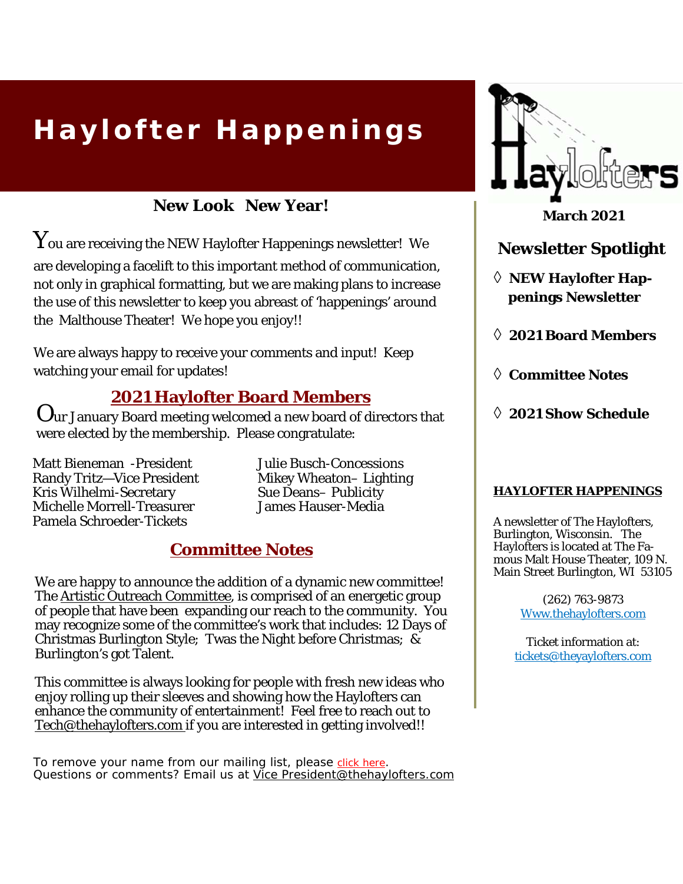# Haylofter Happenings

## New Look New Year!

You are receiving the NEW Haylofter Happenings newsletter! We are developing a facelift to this important method of communication, not only in graphical formatting, but we are making plans to increase the use of this newsletter to keep you abreast of 'happenings' around the Malthouse Theater! We hope you enjoy!!

We are always happy to receive your comments and input! Keep watching your email for updates!

## 2021 Haylofter Board Members

Our January Board meeting welcomed a new board of directors that were elected by the membership. Please congratulate:

Matt Bieneman -President
Randy Tritz—Vice President
Kris Wilhelmi-Secretary
Michelle Morrell-Treasurer
Pamela Schroeder-Tickets
Julie Busch-Concessions
Mikey Wheaton– Lighting
Sue Deans– Publicity
James Hauser-Media

## Committee Notes

We are happy to announce the addition of a dynamic new committee! The Artistic Outreach Committee, is comprised of an energetic group of people that have been expanding our reach to the community. You may recognize some of the committee's work that includes: 12 Days of Christmas Burlington Style; Twas the Night before Christmas; & Burlington's got Talent.

This committee is always looking for people with fresh new ideas who enjoy rolling up their sleeves and showing how the Haylofters can enhance the community of entertainment! Feel free to reach out to Tech@thehaylofters.com if you are interested in getting involved!!

To remove your name from our mailing list, please click here.
Questions or comments? Email us at Vice President@thehaylofters.com

---

Haylofters

**March 2021**

## Newsletter Spotlight

- **NEW Haylofter Happenings Newsletter**
- **2021 Board Members**
- **Committee Notes**
- **2021 Show Schedule**

**HAYLOFTER HAPPENINGS**

A newsletter of The Haylofters, Burlington, Wisconsin. The Haylofters is located at The Famous Malt House Theater, 109 N. Main Street Burlington, WI 53105

(262) 763-9873
Www.thehaylofters.com

Ticket information at:
tickets@theyaylofters.com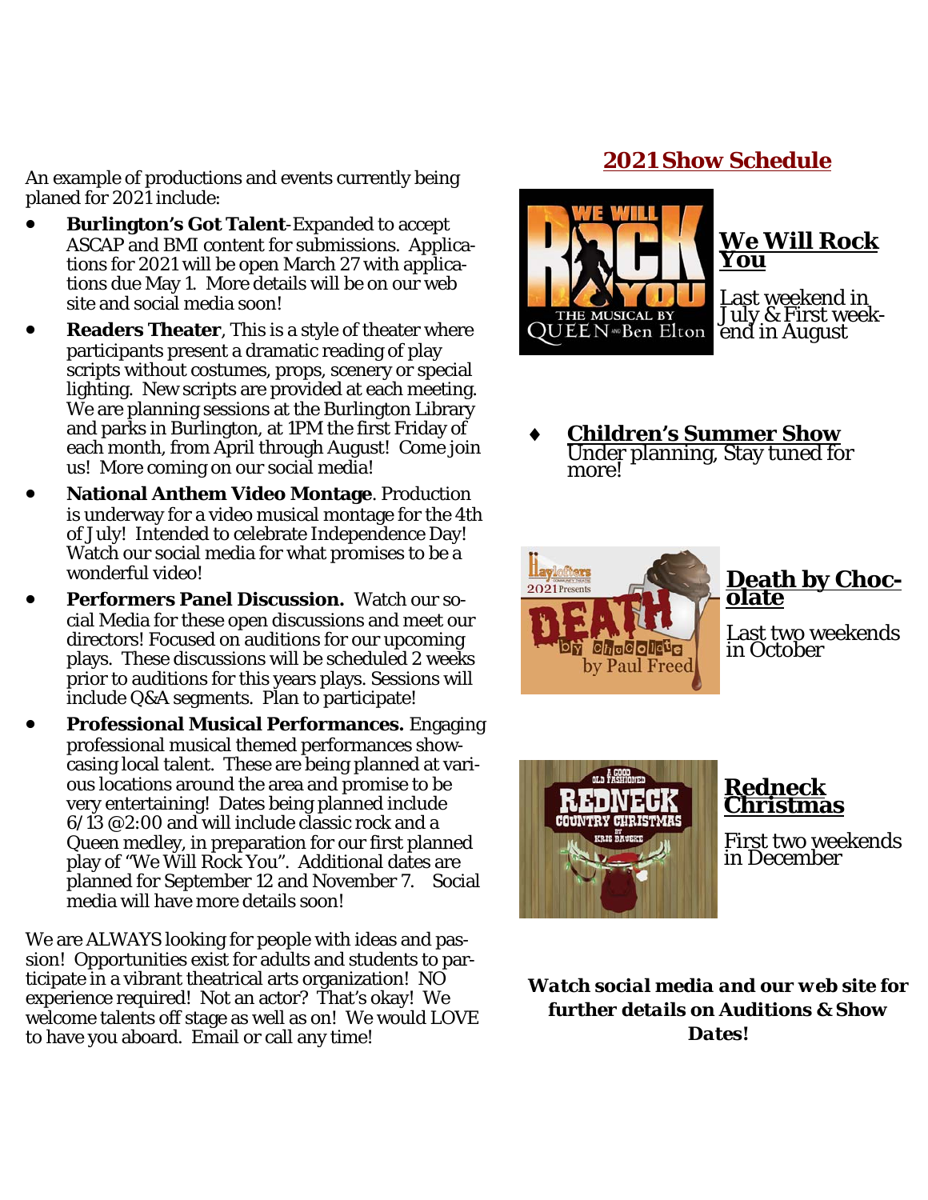An example of productions and events currently being planed for 2021 include:

- **Burlington's Got Talent**-Expanded to accept ASCAP and BMI content for submissions. Applications for 2021 will be open March 27 with applications due May 1. More details will be on our web site and social media soon!
- **Readers Theater**, This is a style of theater where participants present a dramatic reading of play scripts without costumes, props, scenery or special lighting. New scripts are provided at each meeting. We are planning sessions at the Burlington Library and parks in Burlington, at 1PM the first Friday of each month, from April through August! Come join us! More coming on our social media!
- **National Anthem Video Montage**. Production is underway for a video musical montage for the 4th of July! Intended to celebrate Independence Day! Watch our social media for what promises to be a wonderful video!
- **Performers Panel Discussion.** Watch our social Media for these open discussions and meet our directors! Focused on auditions for our upcoming plays. These discussions will be scheduled 2 weeks prior to auditions for this years plays. Sessions will include Q&A segments. Plan to participate!
- **Professional Musical Performances.** Engaging professional musical themed performances showcasing local talent. These are being planned at various locations around the area and promise to be very entertaining! Dates being planned include 6/13 @2:00 and will include classic rock and a Queen medley, in preparation for our first planned play of "We Will Rock You". Additional dates are planned for September 12 and November 7. Social media will have more details soon!

We are ALWAYS looking for people with ideas and passion! Opportunities exist for adults and students to participate in a vibrant theatrical arts organization! NO experience required! Not an actor? That's okay! We welcome talents off stage as well as on! We would LOVE to have you aboard. Email or call any time!

## 2021 Show Schedule

### We Will Rock You

Last weekend in July & First weekend in August

### Children's Summer Show

Under planning, Stay tuned for more!

### Death by Chocolate

Last two weekends in October

### Redneck Christmas

First two weekends in December

***Watch social media and our web site for further details on Auditions & Show Dates!***